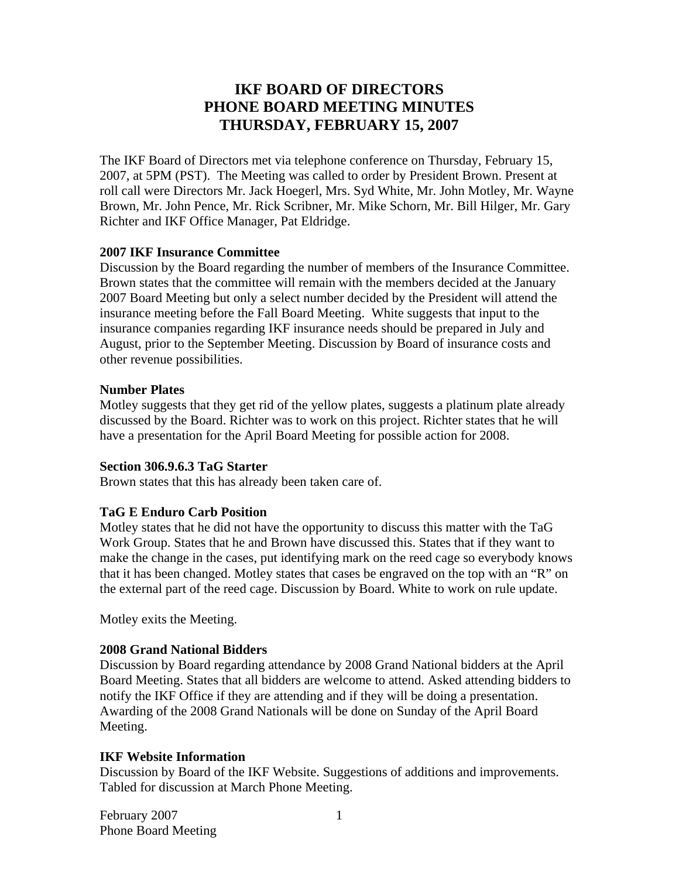# IKF BOARD OF DIRECTORS
# PHONE BOARD MEETING MINUTES
# THURSDAY, FEBRUARY 15, 2007

The IKF Board of Directors met via telephone conference on Thursday, February 15, 2007, at 5PM (PST). The Meeting was called to order by President Brown. Present at roll call were Directors Mr. Jack Hoegerl, Mrs. Syd White, Mr. John Motley, Mr. Wayne Brown, Mr. John Pence, Mr. Rick Scribner, Mr. Mike Schorn, Mr. Bill Hilger, Mr. Gary Richter and IKF Office Manager, Pat Eldridge.

**2007 IKF Insurance Committee**
Discussion by the Board regarding the number of members of the Insurance Committee. Brown states that the committee will remain with the members decided at the January 2007 Board Meeting but only a select number decided by the President will attend the insurance meeting before the Fall Board Meeting. White suggests that input to the insurance companies regarding IKF insurance needs should be prepared in July and August, prior to the September Meeting. Discussion by Board of insurance costs and other revenue possibilities.

**Number Plates**
Motley suggests that they get rid of the yellow plates, suggests a platinum plate already discussed by the Board. Richter was to work on this project. Richter states that he will have a presentation for the April Board Meeting for possible action for 2008.

**Section 306.9.6.3 TaG Starter**
Brown states that this has already been taken care of.

**TaG E Enduro Carb Position**
Motley states that he did not have the opportunity to discuss this matter with the TaG Work Group. States that he and Brown have discussed this. States that if they want to make the change in the cases, put identifying mark on the reed cage so everybody knows that it has been changed. Motley states that cases be engraved on the top with an "R" on the external part of the reed cage. Discussion by Board. White to work on rule update.

Motley exits the Meeting.

**2008 Grand National Bidders**
Discussion by Board regarding attendance by 2008 Grand National bidders at the April Board Meeting. States that all bidders are welcome to attend. Asked attending bidders to notify the IKF Office if they are attending and if they will be doing a presentation. Awarding of the 2008 Grand Nationals will be done on Sunday of the April Board Meeting.

**IKF Website Information**
Discussion by Board of the IKF Website. Suggestions of additions and improvements. Tabled for discussion at March Phone Meeting.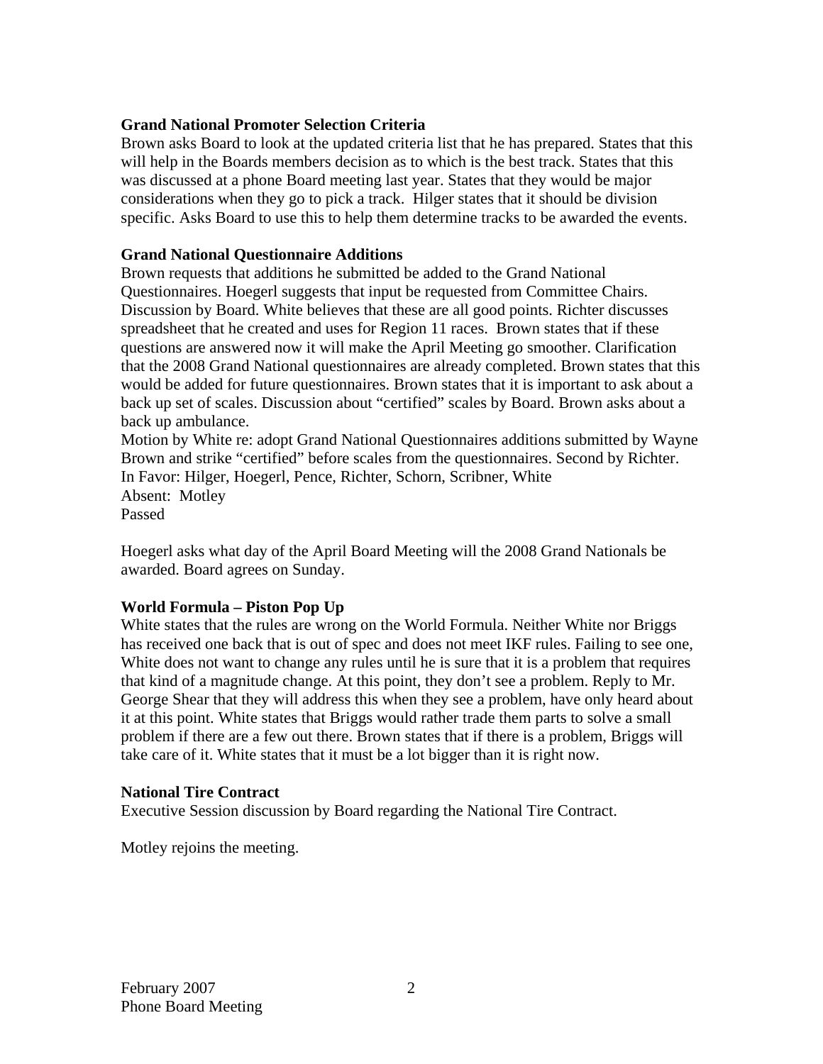**Grand National Promoter Selection Criteria**

Brown asks Board to look at the updated criteria list that he has prepared. States that this will help in the Boards members decision as to which is the best track. States that this was discussed at a phone Board meeting last year. States that they would be major considerations when they go to pick a track. Hilger states that it should be division specific. Asks Board to use this to help them determine tracks to be awarded the events.

**Grand National Questionnaire Additions**

Brown requests that additions he submitted be added to the Grand National Questionnaires. Hoegerl suggests that input be requested from Committee Chairs. Discussion by Board. White believes that these are all good points. Richter discusses spreadsheet that he created and uses for Region 11 races. Brown states that if these questions are answered now it will make the April Meeting go smoother. Clarification that the 2008 Grand National questionnaires are already completed. Brown states that this would be added for future questionnaires. Brown states that it is important to ask about a back up set of scales. Discussion about "certified" scales by Board. Brown asks about a back up ambulance.

Motion by White re: adopt Grand National Questionnaires additions submitted by Wayne Brown and strike "certified" before scales from the questionnaires. Second by Richter.

In Favor: Hilger, Hoegerl, Pence, Richter, Schorn, Scribner, White

Absent: Motley

Passed

Hoegerl asks what day of the April Board Meeting will the 2008 Grand Nationals be awarded. Board agrees on Sunday.

**World Formula – Piston Pop Up**

White states that the rules are wrong on the World Formula. Neither White nor Briggs has received one back that is out of spec and does not meet IKF rules. Failing to see one, White does not want to change any rules until he is sure that it is a problem that requires that kind of a magnitude change. At this point, they don't see a problem. Reply to Mr. George Shear that they will address this when they see a problem, have only heard about it at this point. White states that Briggs would rather trade them parts to solve a small problem if there are a few out there. Brown states that if there is a problem, Briggs will take care of it. White states that it must be a lot bigger than it is right now.

**National Tire Contract**

Executive Session discussion by Board regarding the National Tire Contract.

Motley rejoins the meeting.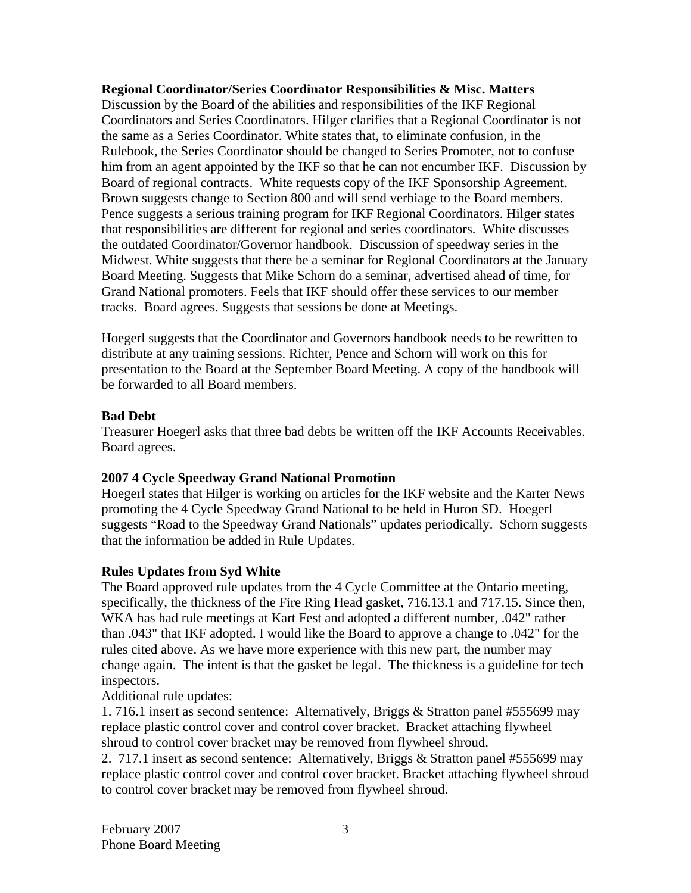**Regional Coordinator/Series Coordinator Responsibilities & Misc. Matters**

Discussion by the Board of the abilities and responsibilities of the IKF Regional Coordinators and Series Coordinators. Hilger clarifies that a Regional Coordinator is not the same as a Series Coordinator. White states that, to eliminate confusion, in the Rulebook, the Series Coordinator should be changed to Series Promoter, not to confuse him from an agent appointed by the IKF so that he can not encumber IKF. Discussion by Board of regional contracts. White requests copy of the IKF Sponsorship Agreement. Brown suggests change to Section 800 and will send verbiage to the Board members. Pence suggests a serious training program for IKF Regional Coordinators. Hilger states that responsibilities are different for regional and series coordinators. White discusses the outdated Coordinator/Governor handbook. Discussion of speedway series in the Midwest. White suggests that there be a seminar for Regional Coordinators at the January Board Meeting. Suggests that Mike Schorn do a seminar, advertised ahead of time, for Grand National promoters. Feels that IKF should offer these services to our member tracks. Board agrees. Suggests that sessions be done at Meetings.

Hoegerl suggests that the Coordinator and Governors handbook needs to be rewritten to distribute at any training sessions. Richter, Pence and Schorn will work on this for presentation to the Board at the September Board Meeting. A copy of the handbook will be forwarded to all Board members.

**Bad Debt**

Treasurer Hoegerl asks that three bad debts be written off the IKF Accounts Receivables. Board agrees.

**2007 4 Cycle Speedway Grand National Promotion**

Hoegerl states that Hilger is working on articles for the IKF website and the Karter News promoting the 4 Cycle Speedway Grand National to be held in Huron SD. Hoegerl suggests "Road to the Speedway Grand Nationals" updates periodically. Schorn suggests that the information be added in Rule Updates.

**Rules Updates from Syd White**

The Board approved rule updates from the 4 Cycle Committee at the Ontario meeting, specifically, the thickness of the Fire Ring Head gasket, 716.13.1 and 717.15. Since then, WKA has had rule meetings at Kart Fest and adopted a different number, .042" rather than .043" that IKF adopted. I would like the Board to approve a change to .042" for the rules cited above. As we have more experience with this new part, the number may change again. The intent is that the gasket be legal. The thickness is a guideline for tech inspectors.

Additional rule updates:

1. 716.1 insert as second sentence: Alternatively, Briggs & Stratton panel #555699 may replace plastic control cover and control cover bracket. Bracket attaching flywheel shroud to control cover bracket may be removed from flywheel shroud.
2. 717.1 insert as second sentence: Alternatively, Briggs & Stratton panel #555699 may replace plastic control cover and control cover bracket. Bracket attaching flywheel shroud to control cover bracket may be removed from flywheel shroud.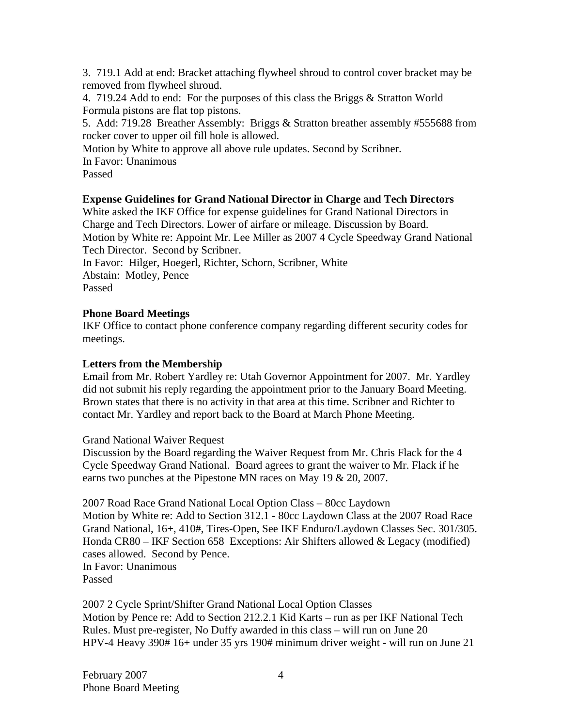3. 719.1 Add at end: Bracket attaching flywheel shroud to control cover bracket may be removed from flywheel shroud.
4. 719.24 Add to end: For the purposes of this class the Briggs & Stratton World Formula pistons are flat top pistons.
5. Add: 719.28 Breather Assembly: Briggs & Stratton breather assembly #555688 from rocker cover to upper oil fill hole is allowed.

Motion by White to approve all above rule updates. Second by Scribner.
In Favor: Unanimous
Passed

**Expense Guidelines for Grand National Director in Charge and Tech Directors**

White asked the IKF Office for expense guidelines for Grand National Directors in Charge and Tech Directors. Lower of airfare or mileage. Discussion by Board.
Motion by White re: Appoint Mr. Lee Miller as 2007 4 Cycle Speedway Grand National Tech Director. Second by Scribner.
In Favor: Hilger, Hoegerl, Richter, Schorn, Scribner, White
Abstain: Motley, Pence
Passed

**Phone Board Meetings**

IKF Office to contact phone conference company regarding different security codes for meetings.

**Letters from the Membership**

Email from Mr. Robert Yardley re: Utah Governor Appointment for 2007. Mr. Yardley did not submit his reply regarding the appointment prior to the January Board Meeting. Brown states that there is no activity in that area at this time. Scribner and Richter to contact Mr. Yardley and report back to the Board at March Phone Meeting.

Grand National Waiver Request
Discussion by the Board regarding the Waiver Request from Mr. Chris Flack for the 4 Cycle Speedway Grand National. Board agrees to grant the waiver to Mr. Flack if he earns two punches at the Pipestone MN races on May 19 & 20, 2007.

2007 Road Race Grand National Local Option Class – 80cc Laydown
Motion by White re: Add to Section 312.1 - 80cc Laydown Class at the 2007 Road Race Grand National, 16+, 410#, Tires-Open, See IKF Enduro/Laydown Classes Sec. 301/305. Honda CR80 – IKF Section 658 Exceptions: Air Shifters allowed & Legacy (modified) cases allowed. Second by Pence.
In Favor: Unanimous
Passed

2007 2 Cycle Sprint/Shifter Grand National Local Option Classes
Motion by Pence re: Add to Section 212.2.1 Kid Karts – run as per IKF National Tech Rules. Must pre-register, No Duffy awarded in this class – will run on June 20
HPV-4 Heavy 390# 16+ under 35 yrs 190# minimum driver weight - will run on June 21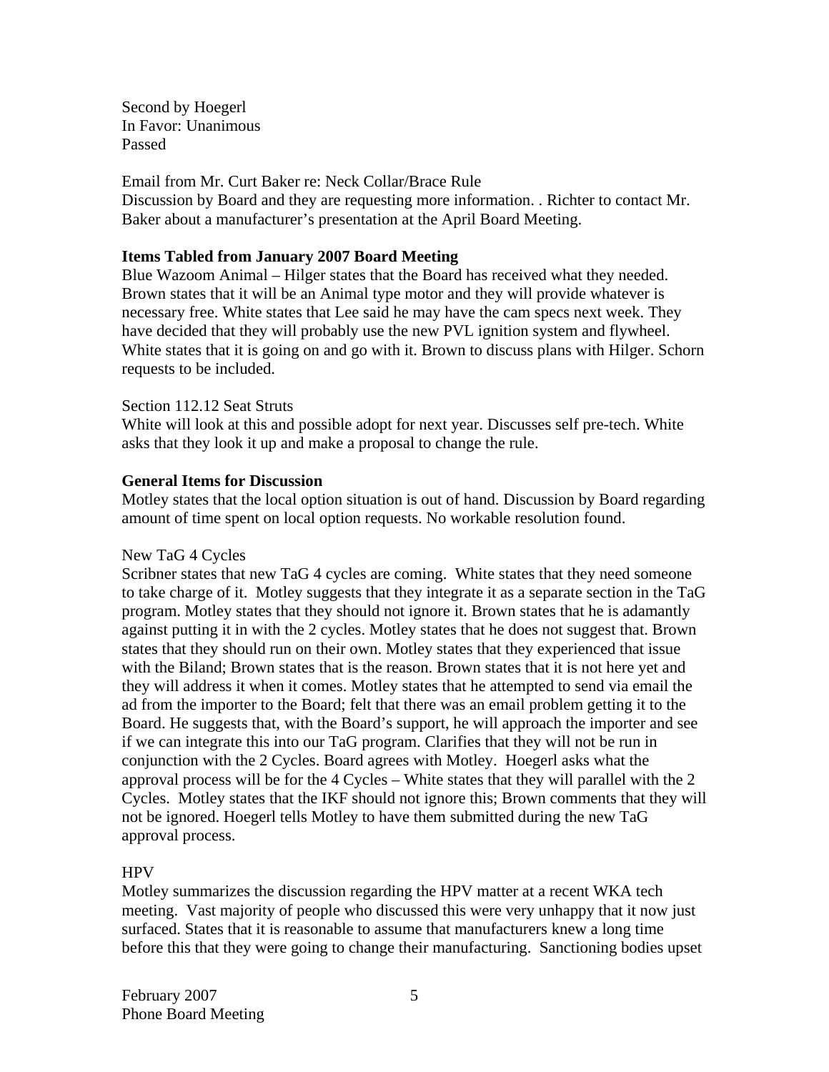Second by Hoegerl
In Favor: Unanimous
Passed

Email from Mr. Curt Baker re: Neck Collar/Brace Rule
Discussion by Board and they are requesting more information. . Richter to contact Mr. Baker about a manufacturer's presentation at the April Board Meeting.

**Items Tabled from January 2007 Board Meeting**
Blue Wazoom Animal – Hilger states that the Board has received what they needed. Brown states that it will be an Animal type motor and they will provide whatever is necessary free. White states that Lee said he may have the cam specs next week. They have decided that they will probably use the new PVL ignition system and flywheel. White states that it is going on and go with it. Brown to discuss plans with Hilger. Schorn requests to be included.

Section 112.12 Seat Struts
White will look at this and possible adopt for next year. Discusses self pre-tech. White asks that they look it up and make a proposal to change the rule.

**General Items for Discussion**
Motley states that the local option situation is out of hand. Discussion by Board regarding amount of time spent on local option requests. No workable resolution found.

New TaG 4 Cycles
Scribner states that new TaG 4 cycles are coming. White states that they need someone to take charge of it. Motley suggests that they integrate it as a separate section in the TaG program. Motley states that they should not ignore it. Brown states that he is adamantly against putting it in with the 2 cycles. Motley states that he does not suggest that. Brown states that they should run on their own. Motley states that they experienced that issue with the Biland; Brown states that is the reason. Brown states that it is not here yet and they will address it when it comes. Motley states that he attempted to send via email the ad from the importer to the Board; felt that there was an email problem getting it to the Board. He suggests that, with the Board's support, he will approach the importer and see if we can integrate this into our TaG program. Clarifies that they will not be run in conjunction with the 2 Cycles. Board agrees with Motley. Hoegerl asks what the approval process will be for the 4 Cycles – White states that they will parallel with the 2 Cycles. Motley states that the IKF should not ignore this; Brown comments that they will not be ignored. Hoegerl tells Motley to have them submitted during the new TaG approval process.

HPV
Motley summarizes the discussion regarding the HPV matter at a recent WKA tech meeting. Vast majority of people who discussed this were very unhappy that it now just surfaced. States that it is reasonable to assume that manufacturers knew a long time before this that they were going to change their manufacturing. Sanctioning bodies upset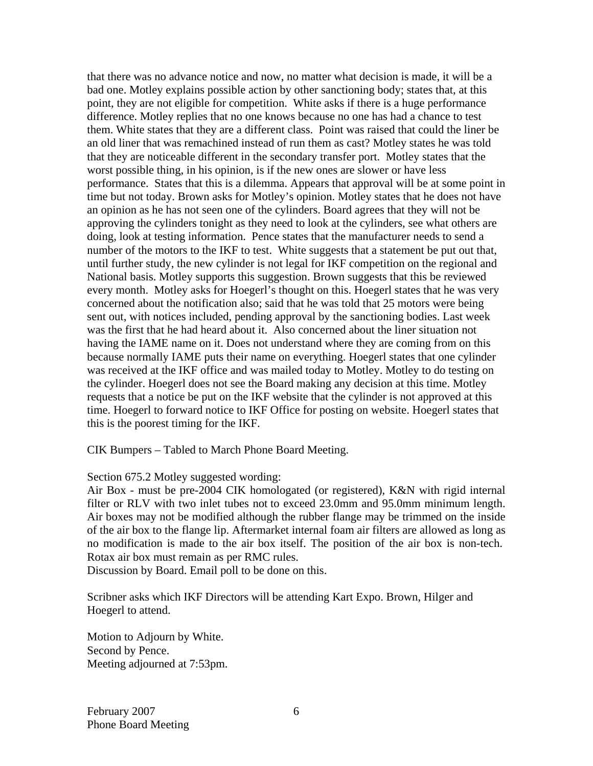that there was no advance notice and now, no matter what decision is made, it will be a bad one. Motley explains possible action by other sanctioning body; states that, at this point, they are not eligible for competition. White asks if there is a huge performance difference. Motley replies that no one knows because no one has had a chance to test them. White states that they are a different class. Point was raised that could the liner be an old liner that was remachined instead of run them as cast? Motley states he was told that they are noticeable different in the secondary transfer port. Motley states that the worst possible thing, in his opinion, is if the new ones are slower or have less performance. States that this is a dilemma. Appears that approval will be at some point in time but not today. Brown asks for Motley's opinion. Motley states that he does not have an opinion as he has not seen one of the cylinders. Board agrees that they will not be approving the cylinders tonight as they need to look at the cylinders, see what others are doing, look at testing information. Pence states that the manufacturer needs to send a number of the motors to the IKF to test. White suggests that a statement be put out that, until further study, the new cylinder is not legal for IKF competition on the regional and National basis. Motley supports this suggestion. Brown suggests that this be reviewed every month. Motley asks for Hoegerl's thought on this. Hoegerl states that he was very concerned about the notification also; said that he was told that 25 motors were being sent out, with notices included, pending approval by the sanctioning bodies. Last week was the first that he had heard about it. Also concerned about the liner situation not having the IAME name on it. Does not understand where they are coming from on this because normally IAME puts their name on everything. Hoegerl states that one cylinder was received at the IKF office and was mailed today to Motley. Motley to do testing on the cylinder. Hoegerl does not see the Board making any decision at this time. Motley requests that a notice be put on the IKF website that the cylinder is not approved at this time. Hoegerl to forward notice to IKF Office for posting on website. Hoegerl states that this is the poorest timing for the IKF.

CIK Bumpers – Tabled to March Phone Board Meeting.

Section 675.2 Motley suggested wording:
Air Box - must be pre-2004 CIK homologated (or registered), K&N with rigid internal filter or RLV with two inlet tubes not to exceed 23.0mm and 95.0mm minimum length. Air boxes may not be modified although the rubber flange may be trimmed on the inside of the air box to the flange lip. Aftermarket internal foam air filters are allowed as long as no modification is made to the air box itself. The position of the air box is non-tech. Rotax air box must remain as per RMC rules.
Discussion by Board. Email poll to be done on this.

Scribner asks which IKF Directors will be attending Kart Expo. Brown, Hilger and Hoegerl to attend.

Motion to Adjourn by White.
Second by Pence.
Meeting adjourned at 7:53pm.